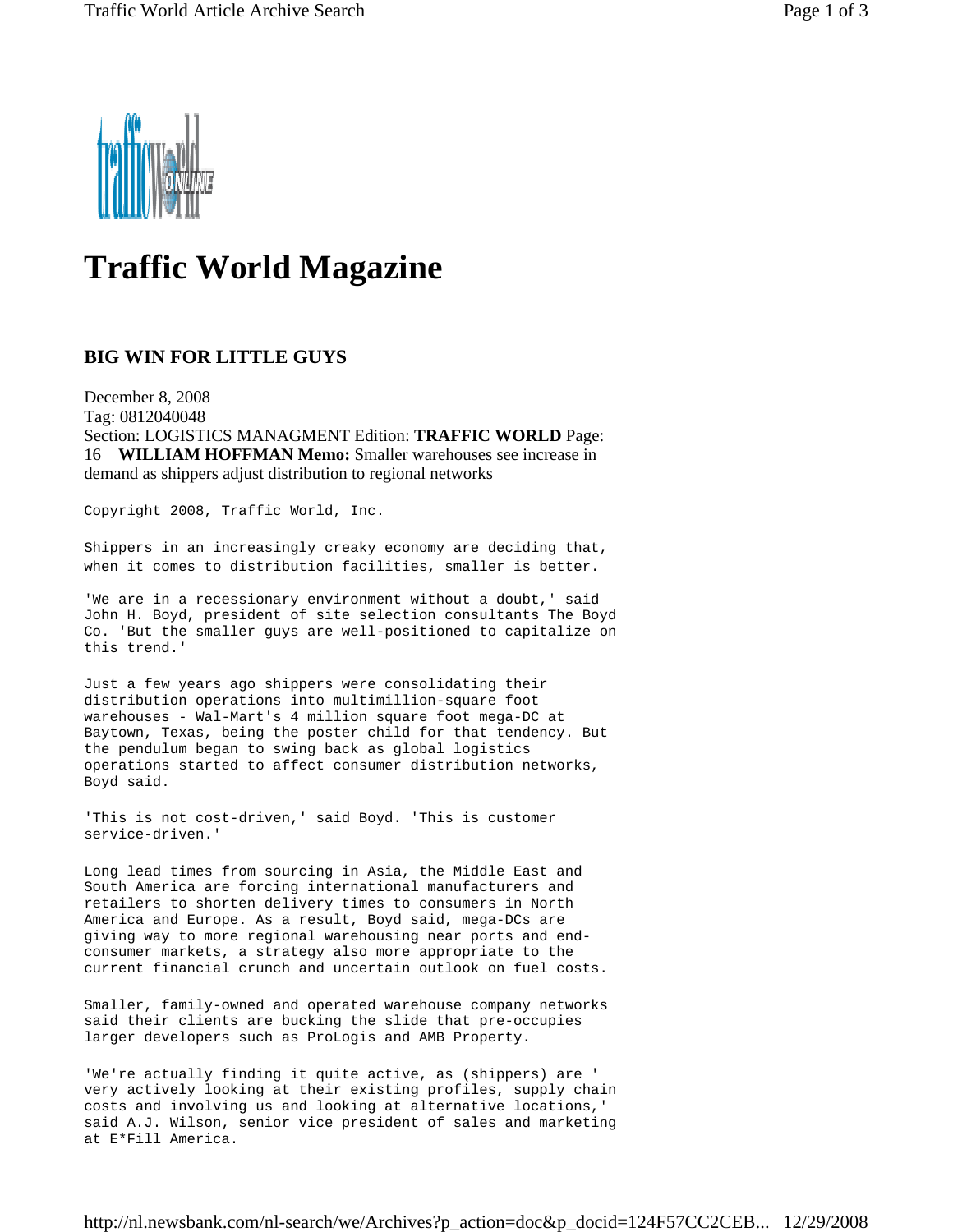# Traffic World Magazine

## BIG WIN FOR LITTLE GUYS

December 8, 2008
Tag: 0812040048
Section: LOGISTICS MANAGMENT Edition: **TRAFFIC WORLD** Page: 16 **WILLIAM HOFFMAN Memo:** Smaller warehouses see increase in demand as shippers adjust distribution to regional networks

Copyright 2008, Traffic World, Inc.

Shippers in an increasingly creaky economy are deciding that, when it comes to distribution facilities, smaller is better.

'We are in a recessionary environment without a doubt,' said John H. Boyd, president of site selection consultants The Boyd Co. 'But the smaller guys are well-positioned to capitalize on this trend.'

Just a few years ago shippers were consolidating their distribution operations into multimillion-square foot warehouses - Wal-Mart's 4 million square foot mega-DC at Baytown, Texas, being the poster child for that tendency. But the pendulum began to swing back as global logistics operations started to affect consumer distribution networks, Boyd said.

'This is not cost-driven,' said Boyd. 'This is customer service-driven.'

Long lead times from sourcing in Asia, the Middle East and South America are forcing international manufacturers and retailers to shorten delivery times to consumers in North America and Europe. As a result, Boyd said, mega-DCs are giving way to more regional warehousing near ports and end-consumer markets, a strategy also more appropriate to the current financial crunch and uncertain outlook on fuel costs.

Smaller, family-owned and operated warehouse company networks said their clients are bucking the slide that pre-occupies larger developers such as ProLogis and AMB Property.

'We're actually finding it quite active, as (shippers) are ' very actively looking at their existing profiles, supply chain costs and involving us and looking at alternative locations,' said A.J. Wilson, senior vice president of sales and marketing at E*Fill America.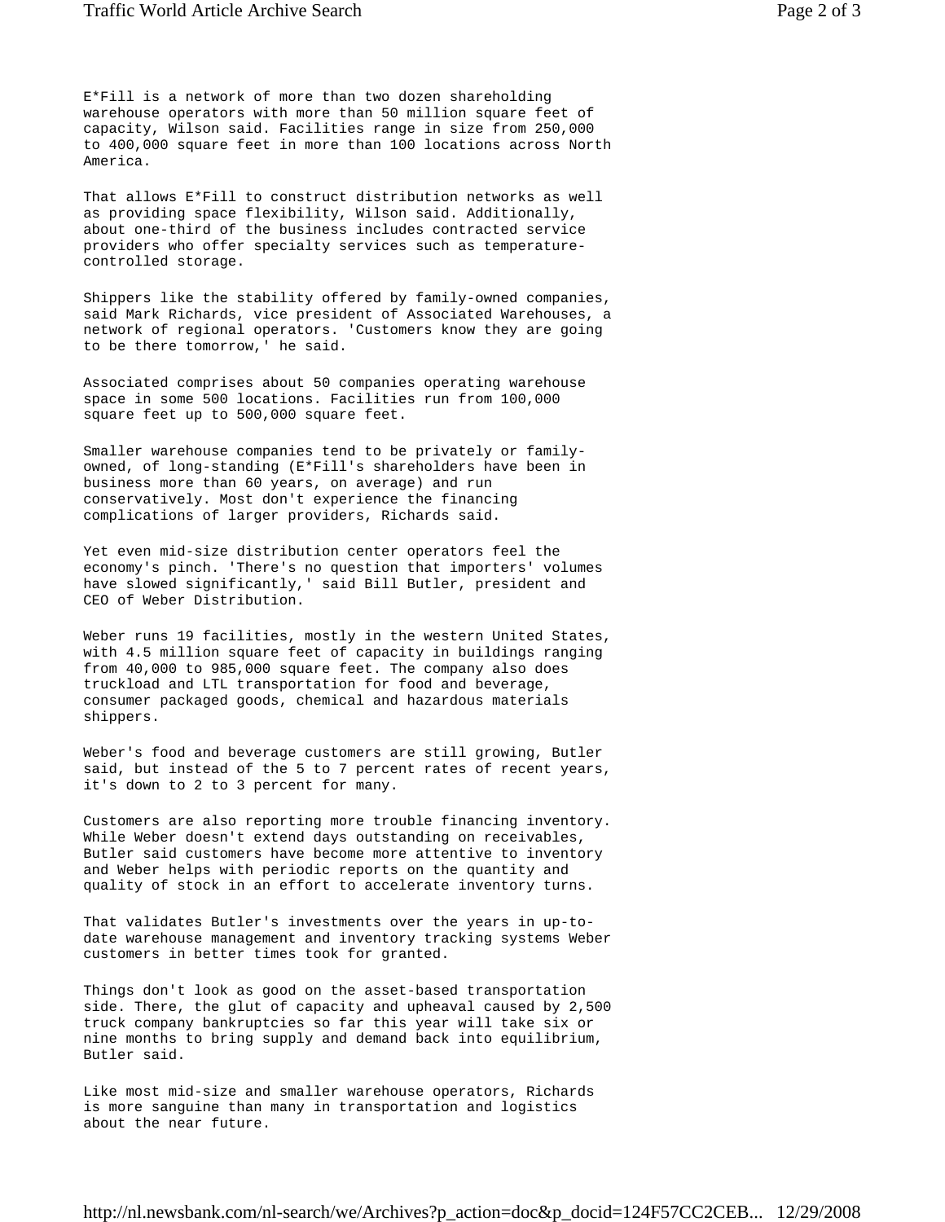E*Fill is a network of more than two dozen shareholding warehouse operators with more than 50 million square feet of capacity, Wilson said. Facilities range in size from 250,000 to 400,000 square feet in more than 100 locations across North America.

That allows E*Fill to construct distribution networks as well as providing space flexibility, Wilson said. Additionally, about one-third of the business includes contracted service providers who offer specialty services such as temperature-controlled storage.

Shippers like the stability offered by family-owned companies, said Mark Richards, vice president of Associated Warehouses, a network of regional operators. 'Customers know they are going to be there tomorrow,' he said.

Associated comprises about 50 companies operating warehouse space in some 500 locations. Facilities run from 100,000 square feet up to 500,000 square feet.

Smaller warehouse companies tend to be privately or family-owned, of long-standing (E*Fill's shareholders have been in business more than 60 years, on average) and run conservatively. Most don't experience the financing complications of larger providers, Richards said.

Yet even mid-size distribution center operators feel the economy's pinch. 'There's no question that importers' volumes have slowed significantly,' said Bill Butler, president and CEO of Weber Distribution.

Weber runs 19 facilities, mostly in the western United States, with 4.5 million square feet of capacity in buildings ranging from 40,000 to 985,000 square feet. The company also does truckload and LTL transportation for food and beverage, consumer packaged goods, chemical and hazardous materials shippers.

Weber's food and beverage customers are still growing, Butler said, but instead of the 5 to 7 percent rates of recent years, it's down to 2 to 3 percent for many.

Customers are also reporting more trouble financing inventory. While Weber doesn't extend days outstanding on receivables, Butler said customers have become more attentive to inventory and Weber helps with periodic reports on the quantity and quality of stock in an effort to accelerate inventory turns.

That validates Butler's investments over the years in up-to-date warehouse management and inventory tracking systems Weber customers in better times took for granted.

Things don't look as good on the asset-based transportation side. There, the glut of capacity and upheaval caused by 2,500 truck company bankruptcies so far this year will take six or nine months to bring supply and demand back into equilibrium, Butler said.

Like most mid-size and smaller warehouse operators, Richards is more sanguine than many in transportation and logistics about the near future.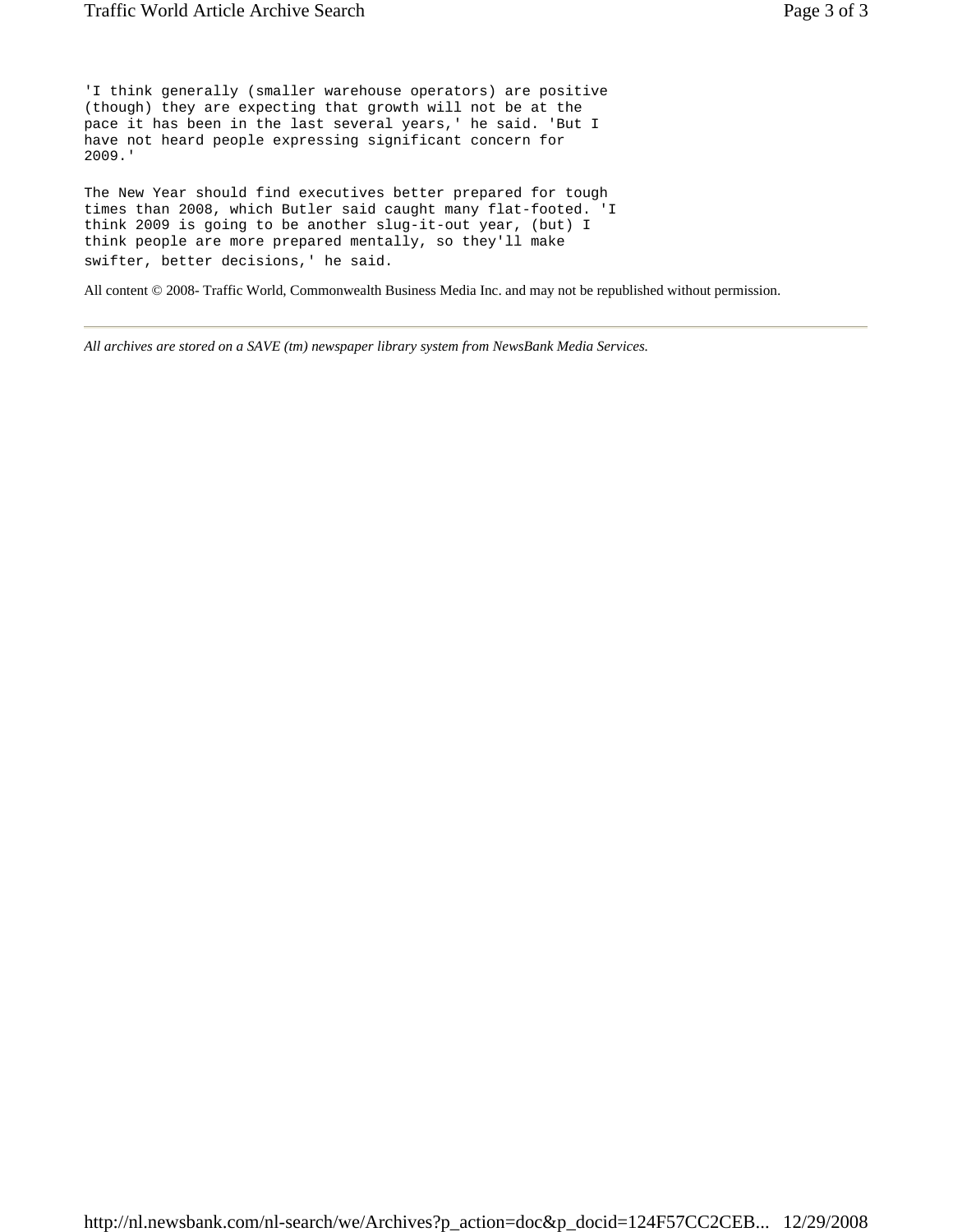'I think generally (smaller warehouse operators) are positive (though) they are expecting that growth will not be at the pace it has been in the last several years,' he said. 'But I have not heard people expressing significant concern for 2009.'

The New Year should find executives better prepared for tough times than 2008, which Butler said caught many flat-footed. 'I think 2009 is going to be another slug-it-out year, (but) I think people are more prepared mentally, so they'll make swifter, better decisions,' he said.

All content © 2008- Traffic World, Commonwealth Business Media Inc. and may not be republished without permission.

---

*All archives are stored on a SAVE (tm) newspaper library system from NewsBank Media Services.*